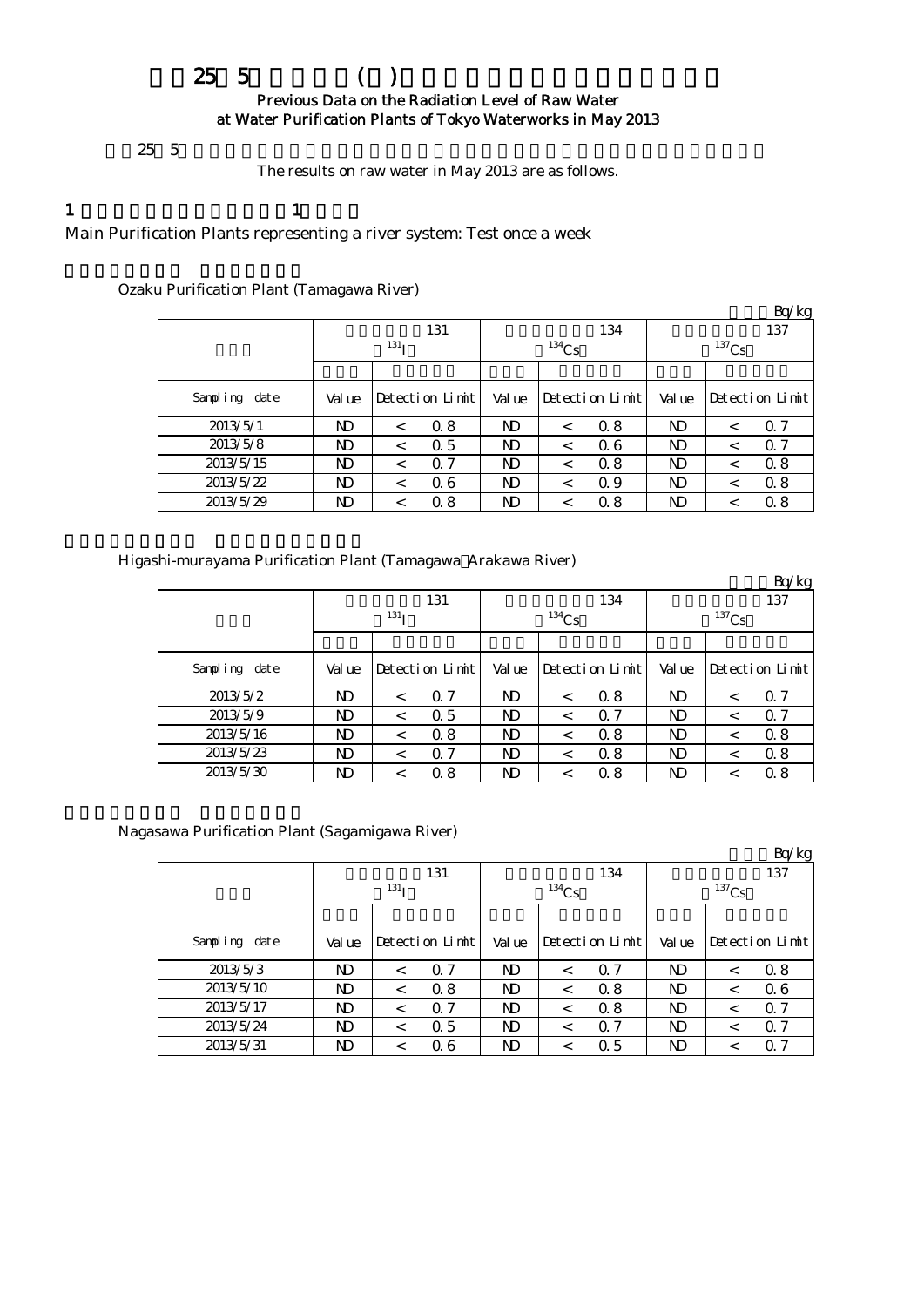# 25 5 ( )

## Previous Data on the Radiation Level of Raw Water at Water Purification Plants of Tokyo Waterworks in May 2013

25 5

The results on raw water in May 2013 are as follows.

1 1

Main Purification Plants representing a river system: Test once a week

Ozaku Purification Plant (Tamagawa River)

Bq/kg

| | 131 $^{131}I$ | | | 134 $^{134}Cs$ | | | 137 $^{137}Cs$ | | |
|---|---|---|---|---|---|---|---|---|---|
| Sampling date | Value | Detection Limit | | Value | Detection Limit | | Value | Detection Limit | |
| 2013/5/1 | ND | < | 0.8 | ND | < | 0.8 | ND | < | 0.7 |
| 2013/5/8 | ND | < | 0.5 | ND | < | 0.6 | ND | < | 0.7 |
| 2013/5/15 | ND | < | 0.7 | ND | < | 0.8 | ND | < | 0.8 |
| 2013/5/22 | ND | < | 0.6 | ND | < | 0.9 | ND | < | 0.8 |
| 2013/5/29 | ND | < | 0.8 | ND | < | 0.8 | ND | < | 0.8 |

Higashi-murayama Purification Plant (Tamagawa Arakawa River)

Bq/kg

| | 131 $^{131}I$ | | | 134 $^{134}Cs$ | | | 137 $^{137}Cs$ | | |
|---|---|---|---|---|---|---|---|---|---|
| Sampling date | Value | Detection Limit | | Value | Detection Limit | | Value | Detection Limit | |
| 2013/5/2 | ND | < | 0.7 | ND | < | 0.8 | ND | < | 0.7 |
| 2013/5/9 | ND | < | 0.5 | ND | < | 0.7 | ND | < | 0.7 |
| 2013/5/16 | ND | < | 0.8 | ND | < | 0.8 | ND | < | 0.8 |
| 2013/5/23 | ND | < | 0.7 | ND | < | 0.8 | ND | < | 0.8 |
| 2013/5/30 | ND | < | 0.8 | ND | < | 0.8 | ND | < | 0.8 |

Nagasawa Purification Plant (Sagamigawa River)

Bq/kg

| | 131 $^{131}I$ | | | 134 $^{134}Cs$ | | | 137 $^{137}Cs$ | | |
|---|---|---|---|---|---|---|---|---|---|
| Sampling date | Value | Detection Limit | | Value | Detection Limit | | Value | Detection Limit | |
| 2013/5/3 | ND | < | 0.7 | ND | < | 0.7 | ND | < | 0.8 |
| 2013/5/10 | ND | < | 0.8 | ND | < | 0.8 | ND | < | 0.6 |
| 2013/5/17 | ND | < | 0.7 | ND | < | 0.8 | ND | < | 0.7 |
| 2013/5/24 | ND | < | 0.5 | ND | < | 0.7 | ND | < | 0.7 |
| 2013/5/31 | ND | < | 0.6 | ND | < | 0.5 | ND | < | 0.7 |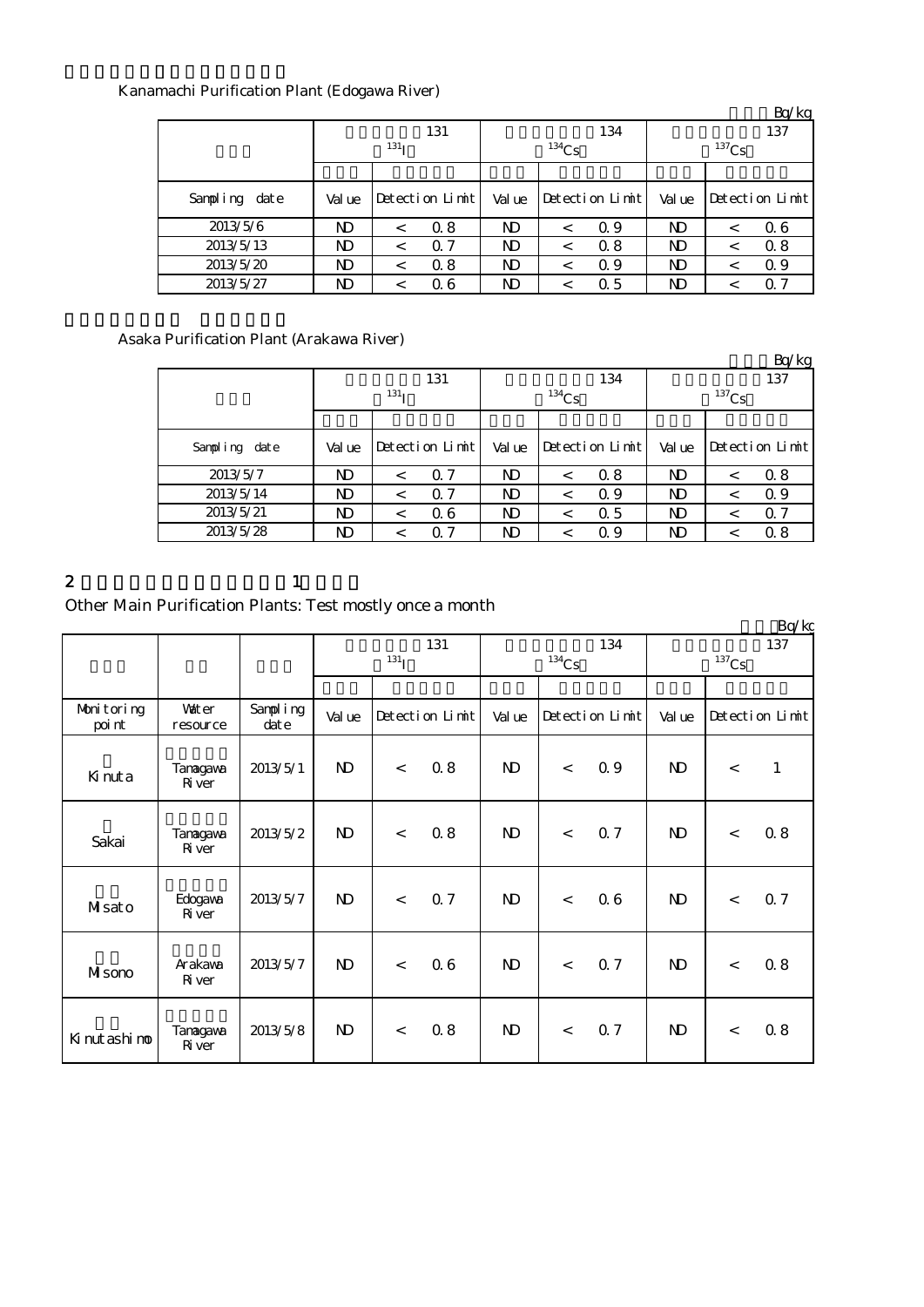Kanamachi Purification Plant (Edogawa River)

Bq/kg

| | 131 $^{131}I$ | | | 134 $^{134}Cs$ | | | 137 $^{137}Cs$ | | |
|---|---|---|---|---|---|---|---|---|---|
| Sampling date | Value | Detection Limit | | Value | Detection Limit | | Value | Detection Limit | |
| 2013/5/6 | ND | < | 0.8 | ND | < | 0.9 | ND | < | 0.6 |
| 2013/5/13 | ND | < | 0.7 | ND | < | 0.8 | ND | < | 0.8 |
| 2013/5/20 | ND | < | 0.8 | ND | < | 0.9 | ND | < | 0.9 |
| 2013/5/27 | ND | < | 0.6 | ND | < | 0.5 | ND | < | 0.7 |

Asaka Purification Plant (Arakawa River)

Bq/kg

| | 131 $^{131}I$ | | | 134 $^{134}Cs$ | | | 137 $^{137}Cs$ | | |
|---|---|---|---|---|---|---|---|---|---|
| Sampling date | Value | Detection Limit | | Value | Detection Limit | | Value | Detection Limit | |
| 2013/5/7 | ND | < | 0.7 | ND | < | 0.8 | ND | < | 0.8 |
| 2013/5/14 | ND | < | 0.7 | ND | < | 0.9 | ND | < | 0.9 |
| 2013/5/21 | ND | < | 0.6 | ND | < | 0.5 | ND | < | 0.7 |
| 2013/5/28 | ND | < | 0.7 | ND | < | 0.9 | ND | < | 0.8 |

2 1

Other Main Purification Plants: Test mostly once a month

Bq/kg

| | | | 131 $^{131}I$ | | | 134 $^{134}Cs$ | | | 137 $^{137}Cs$ | | |
|---|---|---|---|---|---|---|---|---|---|---|---|
| Monitoring point | Water resource | Sampling date | Value | Detection Limit | | Value | Detection Limit | | Value | Detection Limit | |
| Kinuta | Tamagawa River | 2013/5/1 | ND | < | 0.8 | ND | < | 0.9 | ND | < | 1 |
| Sakai | Tamagawa River | 2013/5/2 | ND | < | 0.8 | ND | < | 0.7 | ND | < | 0.8 |
| Misato | Edogawa River | 2013/5/7 | ND | < | 0.7 | ND | < | 0.6 | ND | < | 0.7 |
| Misono | Arakawa River | 2013/5/7 | ND | < | 0.6 | ND | < | 0.7 | ND | < | 0.8 |
| Kinutashimo | Tamagawa River | 2013/5/8 | ND | < | 0.8 | ND | < | 0.7 | ND | < | 0.8 |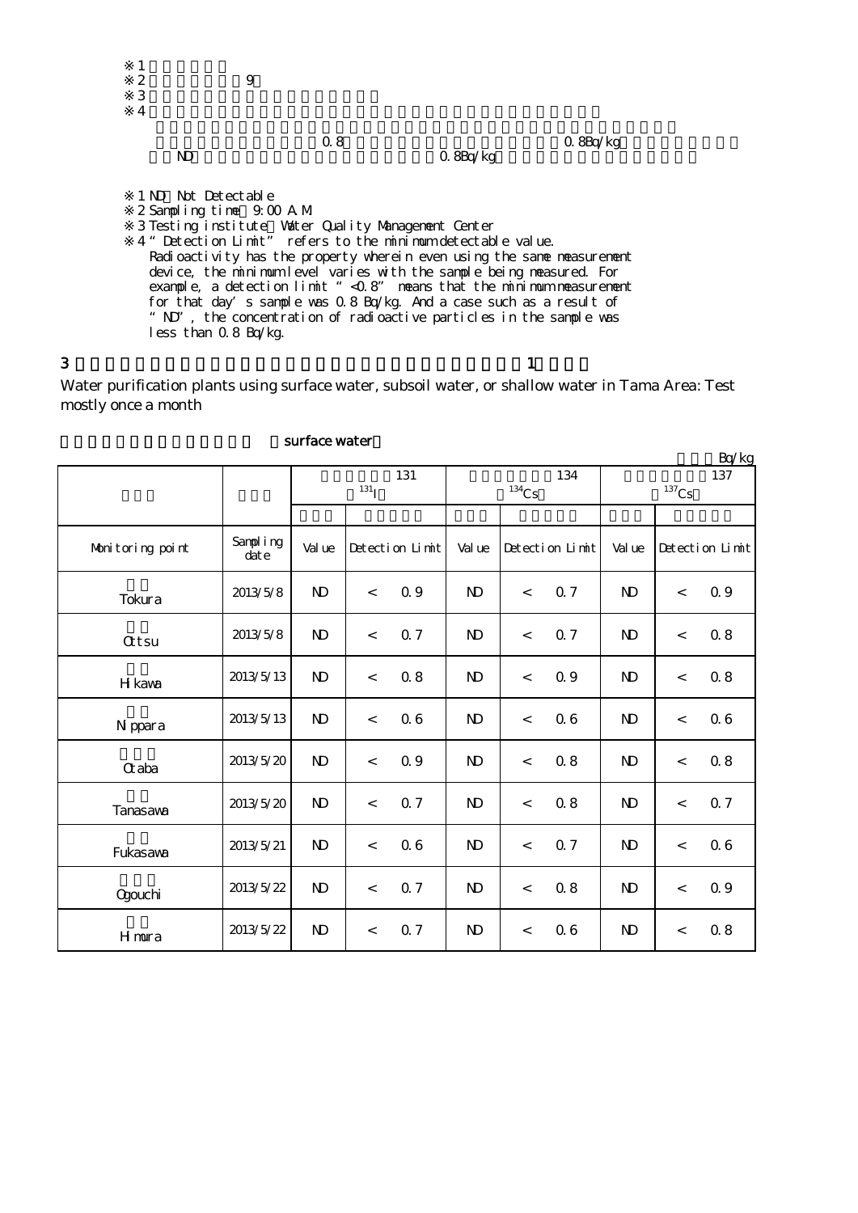※1

※2 9

※3

※4

0.8 0.8Bq/kg

ND 0.8Bq/kg

※1 ND: Not Detectable

※2 Sampling time: 9:00 A.M.

※3 Testing institute: Water Quality Management Center

※4 "Detection Limit" refers to the minimum detectable value. Radioactivity has the property wherein even using the same measurement device, the minimum level varies with the sample being measured. For example, a detection limit "<0.8" means that the minimum measurement for that day's sample was 0.8 Bq/kg. And a case such as a result of "ND", the concentration of radioactive particles in the sample was less than 0.8 Bq/kg.

3 1

Water purification plants using surface water, subsoil water, or shallow water in Tama Area: Test mostly once a month

surface water

Bq/kg

| | | 131 ($^{131}I$) | | | 134 ($^{134}Cs$) | | | 137 ($^{137}Cs$) | | |
|---|---|---|---|---|---|---|---|---|---|---|
| Monitoring point | Sampling date | Value | Detection Limit | | Value | Detection Limit | | Value | Detection Limit | |
| Tokura | 2013/5/8 | ND | < | 0.9 | ND | < | 0.7 | ND | < | 0.9 |
| Ottsu | 2013/5/8 | ND | < | 0.7 | ND | < | 0.7 | ND | < | 0.8 |
| Hikawa | 2013/5/13 | ND | < | 0.8 | ND | < | 0.9 | ND | < | 0.8 |
| Nippara | 2013/5/13 | ND | < | 0.6 | ND | < | 0.6 | ND | < | 0.6 |
| Otaba | 2013/5/20 | ND | < | 0.9 | ND | < | 0.8 | ND | < | 0.8 |
| Tanasawa | 2013/5/20 | ND | < | 0.7 | ND | < | 0.8 | ND | < | 0.7 |
| Fukasawa | 2013/5/21 | ND | < | 0.6 | ND | < | 0.7 | ND | < | 0.6 |
| Ogouchi | 2013/5/22 | ND | < | 0.7 | ND | < | 0.8 | ND | < | 0.9 |
| Himura | 2013/5/22 | ND | < | 0.7 | ND | < | 0.6 | ND | < | 0.8 |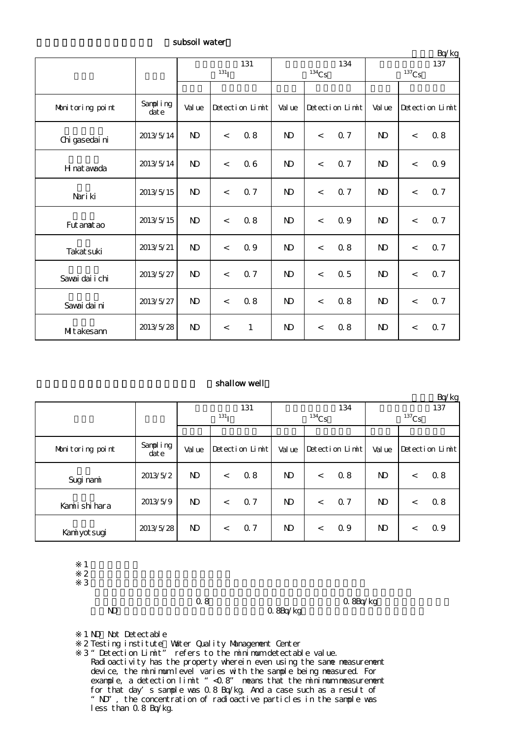（subsoil water）

Bq/kg

| | | 131 $^{131}I$ | | 134 $^{134}Cs$ | | 137 $^{137}Cs$ | |
|---|---|---|---|---|---|---|---|
| Monitoring point | Sampling date | Value | Detection Limit | Value | Detection Limit | Value | Detection Limit |
| Chigasedaini | 2013/5/14 | ND | < 0.8 | ND | < 0.7 | ND | < 0.8 |
| Hinatawada | 2013/5/14 | ND | < 0.6 | ND | < 0.7 | ND | < 0.9 |
| Nariki | 2013/5/15 | ND | < 0.7 | ND | < 0.7 | ND | < 0.7 |
| Futamatao | 2013/5/15 | ND | < 0.8 | ND | < 0.9 | ND | < 0.7 |
| Takatsuki | 2013/5/21 | ND | < 0.9 | ND | < 0.8 | ND | < 0.7 |
| Sawaidaiichi | 2013/5/27 | ND | < 0.7 | ND | < 0.5 | ND | < 0.7 |
| Sawaidaini | 2013/5/27 | ND | < 0.8 | ND | < 0.8 | ND | < 0.7 |
| MItakesann | 2013/5/28 | ND | < 1 | ND | < 0.8 | ND | < 0.7 |

（shallow well）

Bq/kg

| | | 131 $^{131}I$ | | 134 $^{134}Cs$ | | 137 $^{137}Cs$ | |
|---|---|---|---|---|---|---|---|
| Monitoring point | Sampling date | Value | Detection Limit | Value | Detection Limit | Value | Detection Limit |
| Suginami | 2013/5/2 | ND | < 0.8 | ND | < 0.8 | ND | < 0.8 |
| Kamiishihara | 2013/5/9 | ND | < 0.7 | ND | < 0.7 | ND | < 0.8 |
| Kamiyotsugi | 2013/5/28 | ND | < 0.7 | ND | < 0.9 | ND | < 0.9 |

※1

※2

※3

0.8　0.8Bq/kg

ND　0.8Bq/kg

※1 ND：Not Detectable

※2 Testing institute：Water Quality Management Center

※3 "Detection Limit" refers to the minimum detectable value.
Radioactivity has the property wherein even using the same measurement device, the minimum level varies with the sample being measured. For example, a detection limit "<0.8" means that the minimum measurement for that day's sample was 0.8 Bq/kg. And a case such as a result of "ND", the concentration of radioactive particles in the sample was less than 0.8 Bq/kg.